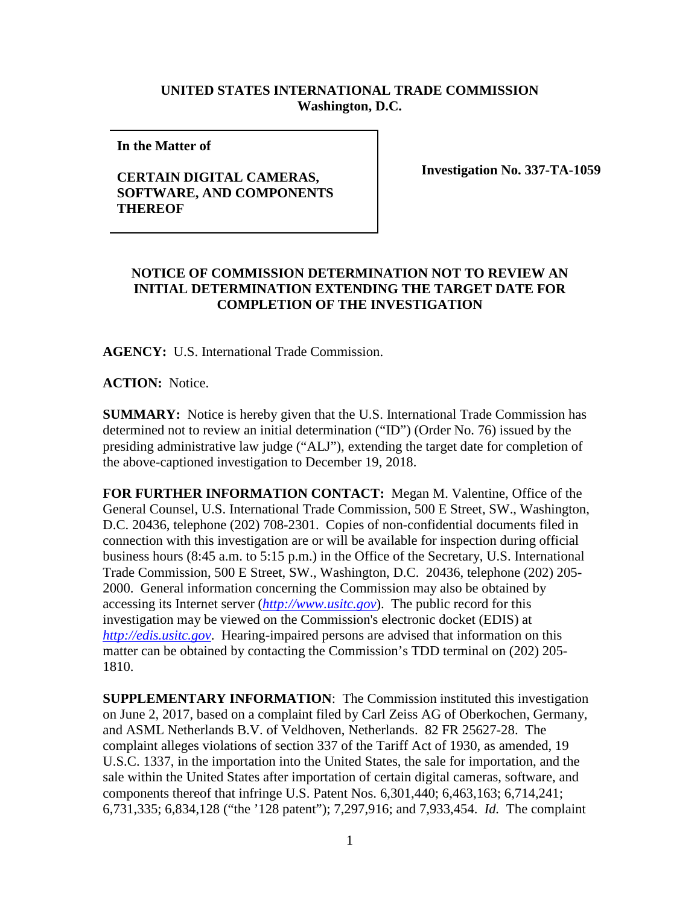**UNITED STATES INTERNATIONAL TRADE COMMISSION**
**Washington, D.C.**

**In the Matter of**

**CERTAIN DIGITAL CAMERAS, SOFTWARE, AND COMPONENTS THEREOF**

**Investigation No. 337-TA-1059**

## NOTICE OF COMMISSION DETERMINATION NOT TO REVIEW AN INITIAL DETERMINATION EXTENDING THE TARGET DATE FOR COMPLETION OF THE INVESTIGATION

**AGENCY:** U.S. International Trade Commission.

**ACTION:** Notice.

**SUMMARY:** Notice is hereby given that the U.S. International Trade Commission has determined not to review an initial determination ("ID") (Order No. 76) issued by the presiding administrative law judge ("ALJ"), extending the target date for completion of the above-captioned investigation to December 19, 2018.

**FOR FURTHER INFORMATION CONTACT:** Megan M. Valentine, Office of the General Counsel, U.S. International Trade Commission, 500 E Street, SW., Washington, D.C. 20436, telephone (202) 708-2301. Copies of non-confidential documents filed in connection with this investigation are or will be available for inspection during official business hours (8:45 a.m. to 5:15 p.m.) in the Office of the Secretary, U.S. International Trade Commission, 500 E Street, SW., Washington, D.C. 20436, telephone (202) 205-2000. General information concerning the Commission may also be obtained by accessing its Internet server (*http://www.usitc.gov*). The public record for this investigation may be viewed on the Commission's electronic docket (EDIS) at *http://edis.usitc.gov*. Hearing-impaired persons are advised that information on this matter can be obtained by contacting the Commission's TDD terminal on (202) 205-1810.

**SUPPLEMENTARY INFORMATION**: The Commission instituted this investigation on June 2, 2017, based on a complaint filed by Carl Zeiss AG of Oberkochen, Germany, and ASML Netherlands B.V. of Veldhoven, Netherlands. 82 FR 25627-28. The complaint alleges violations of section 337 of the Tariff Act of 1930, as amended, 19 U.S.C. 1337, in the importation into the United States, the sale for importation, and the sale within the United States after importation of certain digital cameras, software, and components thereof that infringe U.S. Patent Nos. 6,301,440; 6,463,163; 6,714,241; 6,731,335; 6,834,128 ("the '128 patent"); 7,297,916; and 7,933,454. *Id.* The complaint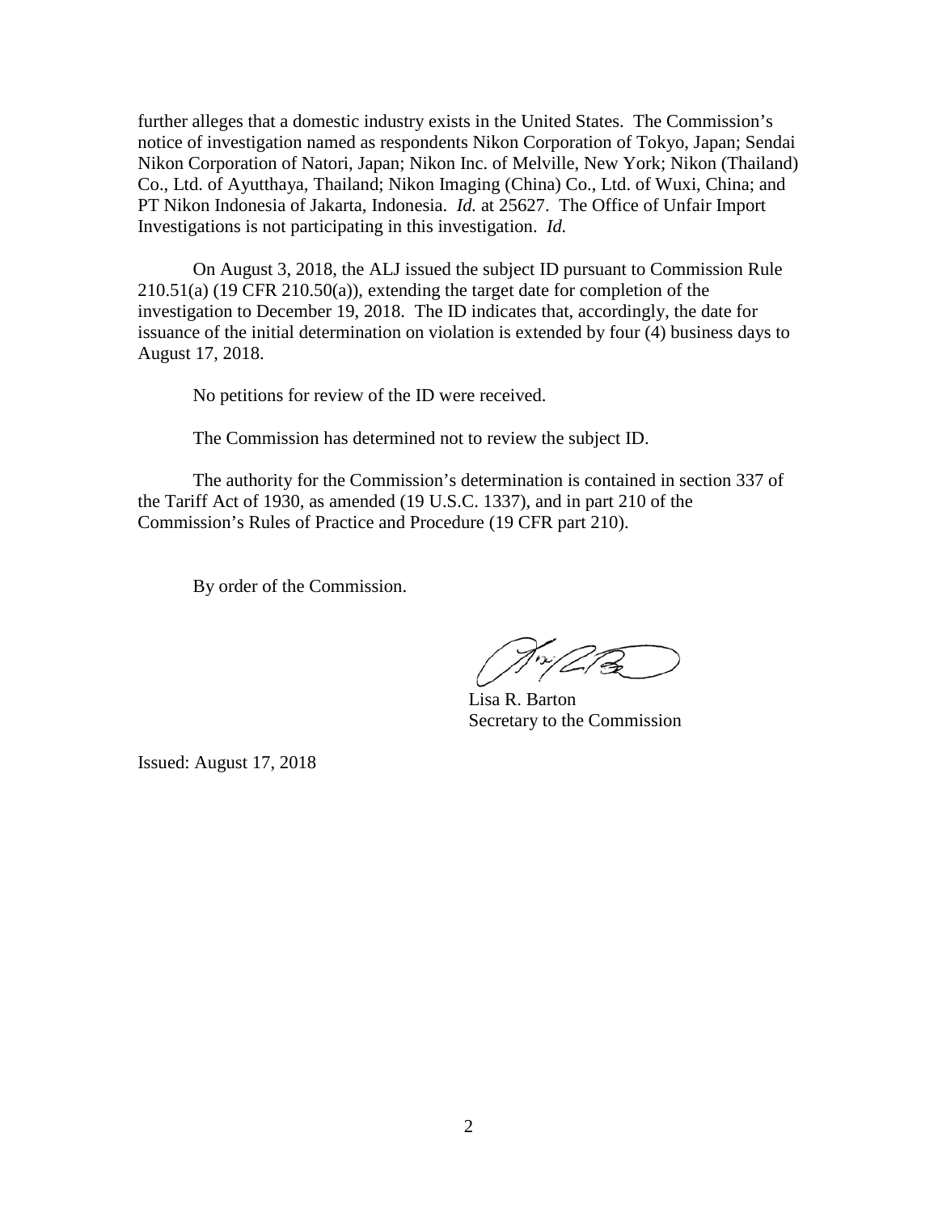further alleges that a domestic industry exists in the United States. The Commission's notice of investigation named as respondents Nikon Corporation of Tokyo, Japan; Sendai Nikon Corporation of Natori, Japan; Nikon Inc. of Melville, New York; Nikon (Thailand) Co., Ltd. of Ayutthaya, Thailand; Nikon Imaging (China) Co., Ltd. of Wuxi, China; and PT Nikon Indonesia of Jakarta, Indonesia. *Id.* at 25627. The Office of Unfair Import Investigations is not participating in this investigation. *Id.*

On August 3, 2018, the ALJ issued the subject ID pursuant to Commission Rule 210.51(a) (19 CFR 210.50(a)), extending the target date for completion of the investigation to December 19, 2018. The ID indicates that, accordingly, the date for issuance of the initial determination on violation is extended by four (4) business days to August 17, 2018.

No petitions for review of the ID were received.

The Commission has determined not to review the subject ID.

The authority for the Commission's determination is contained in section 337 of the Tariff Act of 1930, as amended (19 U.S.C. 1337), and in part 210 of the Commission's Rules of Practice and Procedure (19 CFR part 210).

By order of the Commission.

Lisa R. Barton
Secretary to the Commission

Issued: August 17, 2018